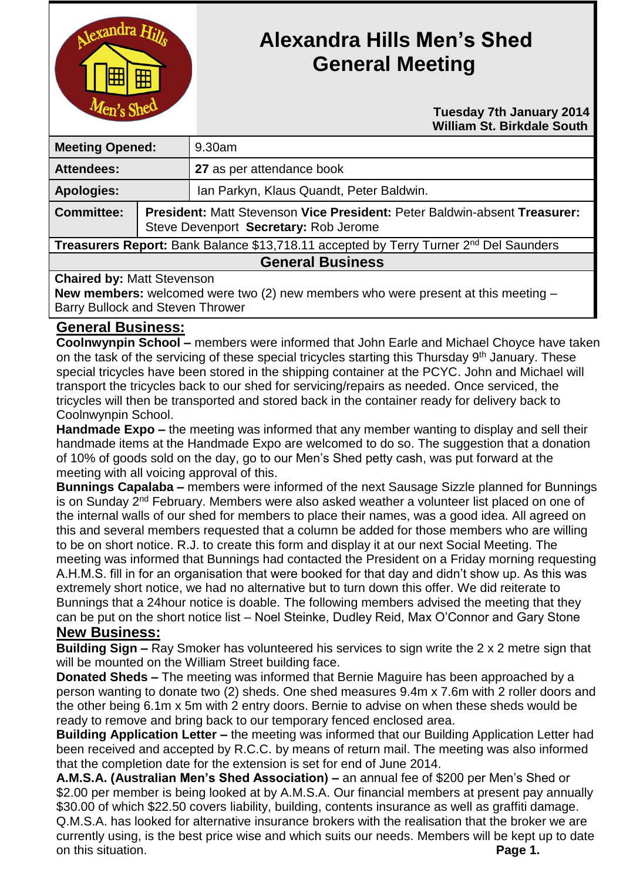# Alexandra Hills Men's Shed General Meeting

**Tuesday 7th January 2014**
**William St. Birkdale South**

| | |
|---|---|
| **Meeting Opened:** | 9.30am |
| **Attendees:** | **27** as per attendance book |
| **Apologies:** | Ian Parkyn, Klaus Quandt, Peter Baldwin. |
| **Committee:** | **President:** Matt Stevenson **Vice President:** Peter Baldwin-absent **Treasurer:** Steve Devenport **Secretary:** Rob Jerome |

**Treasurers Report:** Bank Balance $13,718.11 accepted by Terry Turner 2nd Del Saunders

## General Business

**Chaired by:** Matt Stevenson
**New members:** welcomed were two (2) new members who were present at this meeting – Barry Bullock and Steven Thrower

## General Business:

**Coolnwynpin School –** members were informed that John Earle and Michael Choyce have taken on the task of the servicing of these special tricycles starting this Thursday 9th January. These special tricycles have been stored in the shipping container at the PCYC. John and Michael will transport the tricycles back to our shed for servicing/repairs as needed. Once serviced, the tricycles will then be transported and stored back in the container ready for delivery back to Coolnwynpin School.

**Handmade Expo –** the meeting was informed that any member wanting to display and sell their handmade items at the Handmade Expo are welcomed to do so. The suggestion that a donation of 10% of goods sold on the day, go to our Men's Shed petty cash, was put forward at the meeting with all voicing approval of this.

**Bunnings Capalaba –** members were informed of the next Sausage Sizzle planned for Bunnings is on Sunday 2nd February. Members were also asked weather a volunteer list placed on one of the internal walls of our shed for members to place their names, was a good idea. All agreed on this and several members requested that a column be added for those members who are willing to be on short notice. R.J. to create this form and display it at our next Social Meeting. The meeting was informed that Bunnings had contacted the President on a Friday morning requesting A.H.M.S. fill in for an organisation that were booked for that day and didn't show up. As this was extremely short notice, we had no alternative but to turn down this offer. We did reiterate to Bunnings that a 24hour notice is doable. The following members advised the meeting that they can be put on the short notice list – Noel Steinke, Dudley Reid, Max O'Connor and Gary Stone

## New Business:

**Building Sign –** Ray Smoker has volunteered his services to sign write the 2 x 2 metre sign that will be mounted on the William Street building face.

**Donated Sheds –** The meeting was informed that Bernie Maguire has been approached by a person wanting to donate two (2) sheds. One shed measures 9.4m x 7.6m with 2 roller doors and the other being 6.1m x 5m with 2 entry doors. Bernie to advise on when these sheds would be ready to remove and bring back to our temporary fenced enclosed area.

**Building Application Letter –** the meeting was informed that our Building Application Letter had been received and accepted by R.C.C. by means of return mail. The meeting was also informed that the completion date for the extension is set for end of June 2014.

**A.M.S.A. (Australian Men's Shed Association) –** an annual fee of $200 per Men's Shed or $2.00 per member is being looked at by A.M.S.A. Our financial members at present pay annually $30.00 of which $22.50 covers liability, building, contents insurance as well as graffiti damage. Q.M.S.A. has looked for alternative insurance brokers with the realisation that the broker we are currently using, is the best price wise and which suits our needs. Members will be kept up to date on this situation.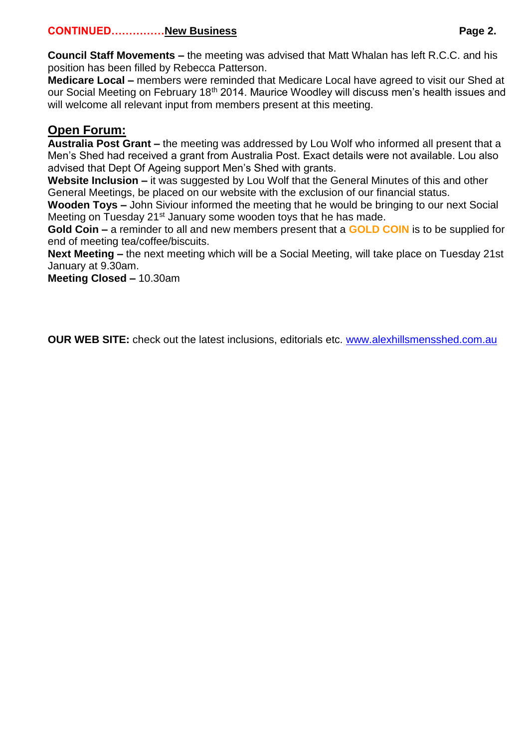**CONTINUED……………New Business**

**Council Staff Movements –** the meeting was advised that Matt Whalan has left R.C.C. and his position has been filled by Rebecca Patterson.
**Medicare Local –** members were reminded that Medicare Local have agreed to visit our Shed at our Social Meeting on February 18th 2014. Maurice Woodley will discuss men's health issues and will welcome all relevant input from members present at this meeting.

## Open Forum:

**Australia Post Grant –** the meeting was addressed by Lou Wolf who informed all present that a Men's Shed had received a grant from Australia Post. Exact details were not available. Lou also advised that Dept Of Ageing support Men's Shed with grants.
**Website Inclusion –** it was suggested by Lou Wolf that the General Minutes of this and other General Meetings, be placed on our website with the exclusion of our financial status.
**Wooden Toys –** John Siviour informed the meeting that he would be bringing to our next Social Meeting on Tuesday 21st January some wooden toys that he has made.
**Gold Coin –** a reminder to all and new members present that a **GOLD COIN** is to be supplied for end of meeting tea/coffee/biscuits.
**Next Meeting –** the next meeting which will be a Social Meeting, will take place on Tuesday 21st January at 9.30am.
**Meeting Closed –** 10.30am

**OUR WEB SITE:** check out the latest inclusions, editorials etc. www.alexhillsmensshed.com.au